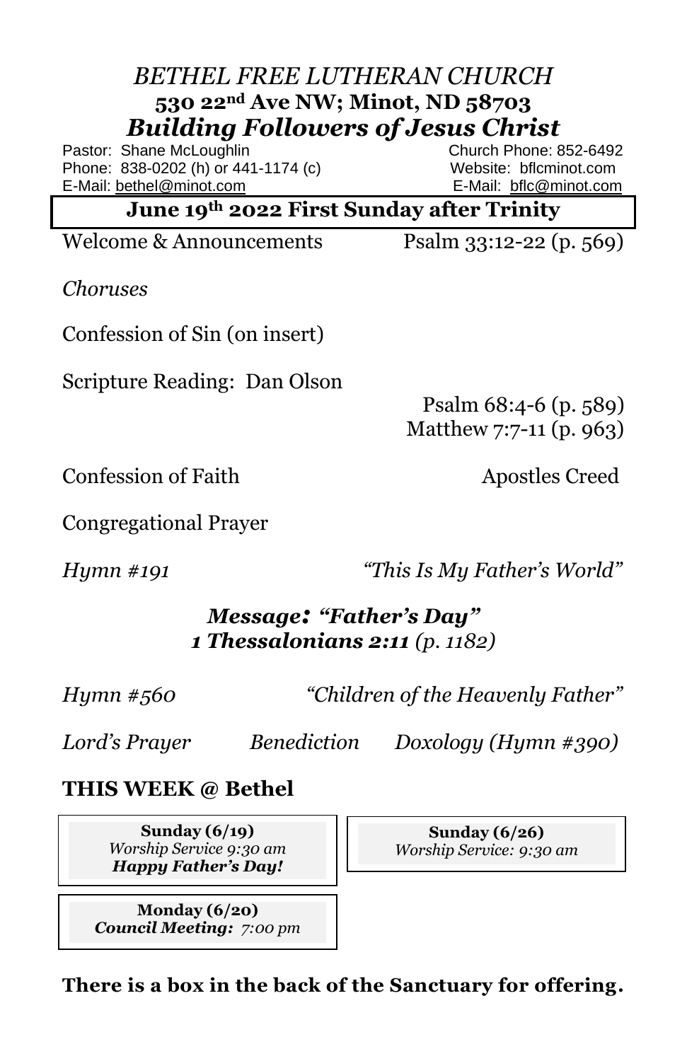# *BETHEL FREE LUTHERAN CHURCH*

**530 22nd Ave NW; Minot, ND 58703**

## *Building Followers of Jesus Christ*

Pastor: Shane McLoughlin
Phone: 838-0202 (h) or 441-1174 (c)
E-Mail: bethel@minot.com

Church Phone: 852-6492
Website: bflcminot.com
E-Mail: bflc@minot.com

**June 19th 2022 First Sunday after Trinity**

Welcome & Announcements — Psalm 33:12-22 (p. 569)

*Choruses*

Confession of Sin (on insert)

Scripture Reading: Dan Olson

Psalm 68:4-6 (p. 589)
Matthew 7:7-11 (p. 963)

Confession of Faith — Apostles Creed

Congregational Prayer

*Hymn #191* — *"This Is My Father's World"*

***Message: "Father's Day"***
***1 Thessalonians 2:11** (p. 1182)*

*Hymn #560* — *"Children of the Heavenly Father"*

*Lord's Prayer* — *Benediction* — *Doxology (Hymn #390)*

## THIS WEEK @ Bethel

**Sunday (6/19)**
*Worship Service 9:30 am*
***Happy Father's Day!***

**Monday (6/20)**
***Council Meeting:** 7:00 pm*

**Sunday (6/26)**
*Worship Service: 9:30 am*

**There is a box in the back of the Sanctuary for offering.**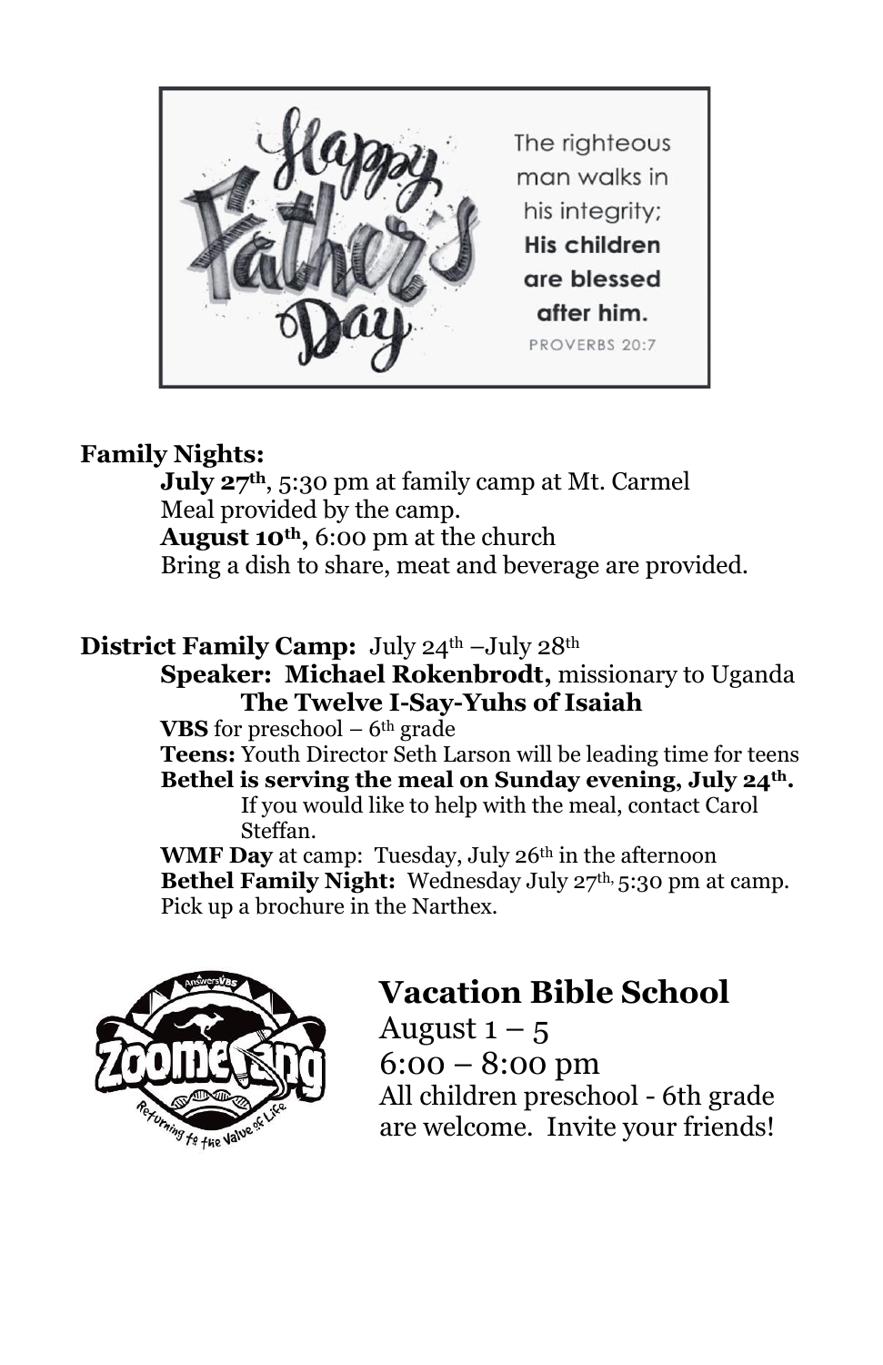Happy Father's Day

The righteous man walks in his integrity; **His children are blessed after him.**
PROVERBS 20:7

**Family Nights:**

**July 27th**, 5:30 pm at family camp at Mt. Carmel
Meal provided by the camp.
**August 10th,** 6:00 pm at the church
Bring a dish to share, meat and beverage are provided.

**District Family Camp:** July 24th –July 28th

**Speaker: Michael Rokenbrodt,** missionary to Uganda
**The Twelve I-Say-Yuhs of Isaiah**
**VBS** for preschool – 6th grade
**Teens:** Youth Director Seth Larson will be leading time for teens
**Bethel is serving the meal on Sunday evening, July 24th.** If you would like to help with the meal, contact Carol Steffan.
**WMF Day** at camp: Tuesday, July 26th in the afternoon
**Bethel Family Night:** Wednesday July 27th, 5:30 pm at camp.
Pick up a brochure in the Narthex.

AnswersVBS Zoomerang — Returning to the Value of Life

## Vacation Bible School

August 1 – 5
6:00 – 8:00 pm
All children preschool - 6th grade are welcome. Invite your friends!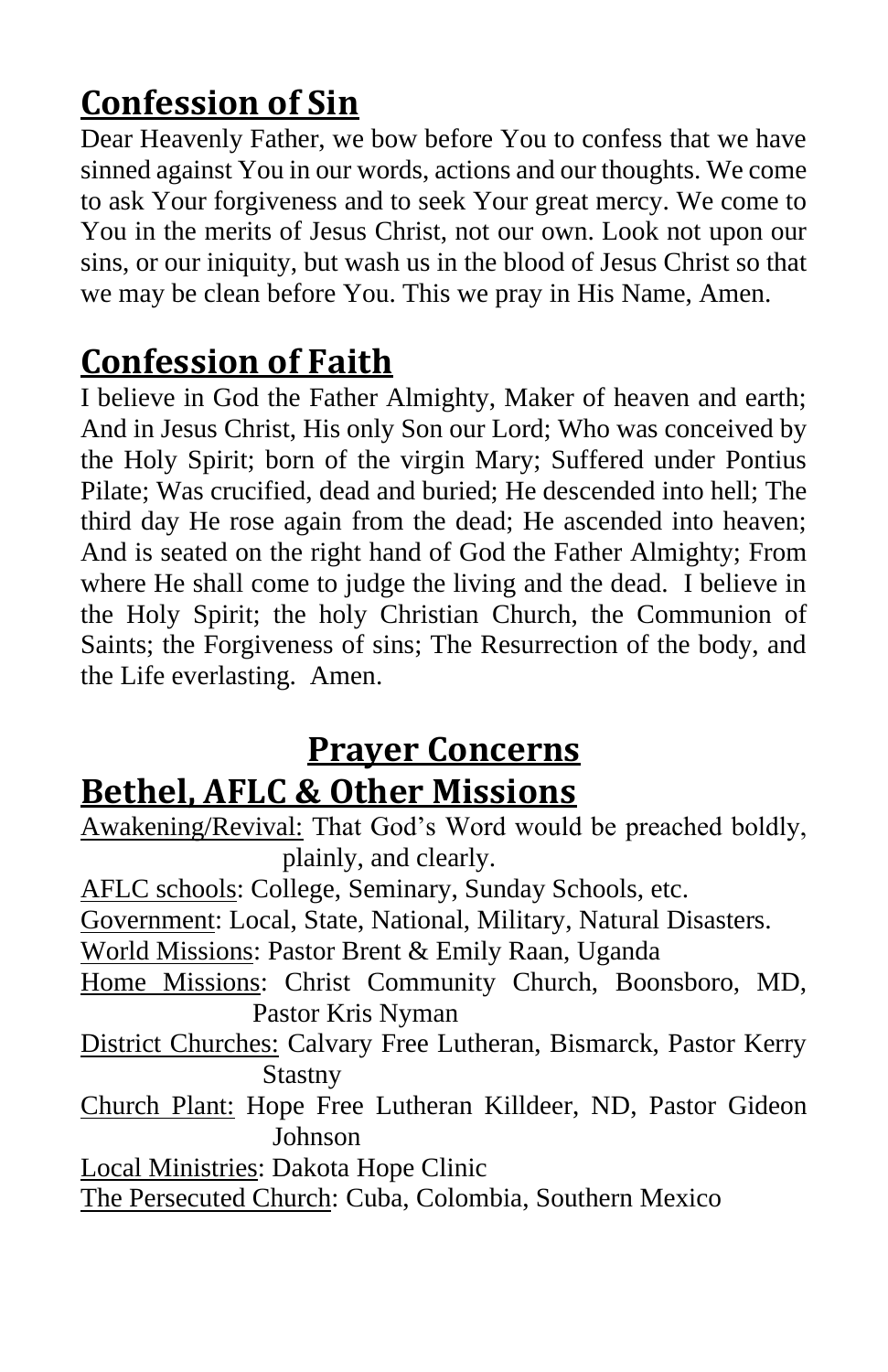## Confession of Sin

Dear Heavenly Father, we bow before You to confess that we have sinned against You in our words, actions and our thoughts. We come to ask Your forgiveness and to seek Your great mercy. We come to You in the merits of Jesus Christ, not our own. Look not upon our sins, or our iniquity, but wash us in the blood of Jesus Christ so that we may be clean before You. This we pray in His Name, Amen.

## Confession of Faith

I believe in God the Father Almighty, Maker of heaven and earth; And in Jesus Christ, His only Son our Lord; Who was conceived by the Holy Spirit; born of the virgin Mary; Suffered under Pontius Pilate; Was crucified, dead and buried; He descended into hell; The third day He rose again from the dead; He ascended into heaven; And is seated on the right hand of God the Father Almighty; From where He shall come to judge the living and the dead. I believe in the Holy Spirit; the holy Christian Church, the Communion of Saints; the Forgiveness of sins; The Resurrection of the body, and the Life everlasting. Amen.

## Prayer Concerns

## Bethel, AFLC & Other Missions

Awakening/Revival: That God's Word would be preached boldly, plainly, and clearly.

AFLC schools: College, Seminary, Sunday Schools, etc.

Government: Local, State, National, Military, Natural Disasters.

World Missions: Pastor Brent & Emily Raan, Uganda

Home Missions: Christ Community Church, Boonsboro, MD, Pastor Kris Nyman

District Churches: Calvary Free Lutheran, Bismarck, Pastor Kerry Stastny

Church Plant: Hope Free Lutheran Killdeer, ND, Pastor Gideon Johnson

Local Ministries: Dakota Hope Clinic

The Persecuted Church: Cuba, Colombia, Southern Mexico